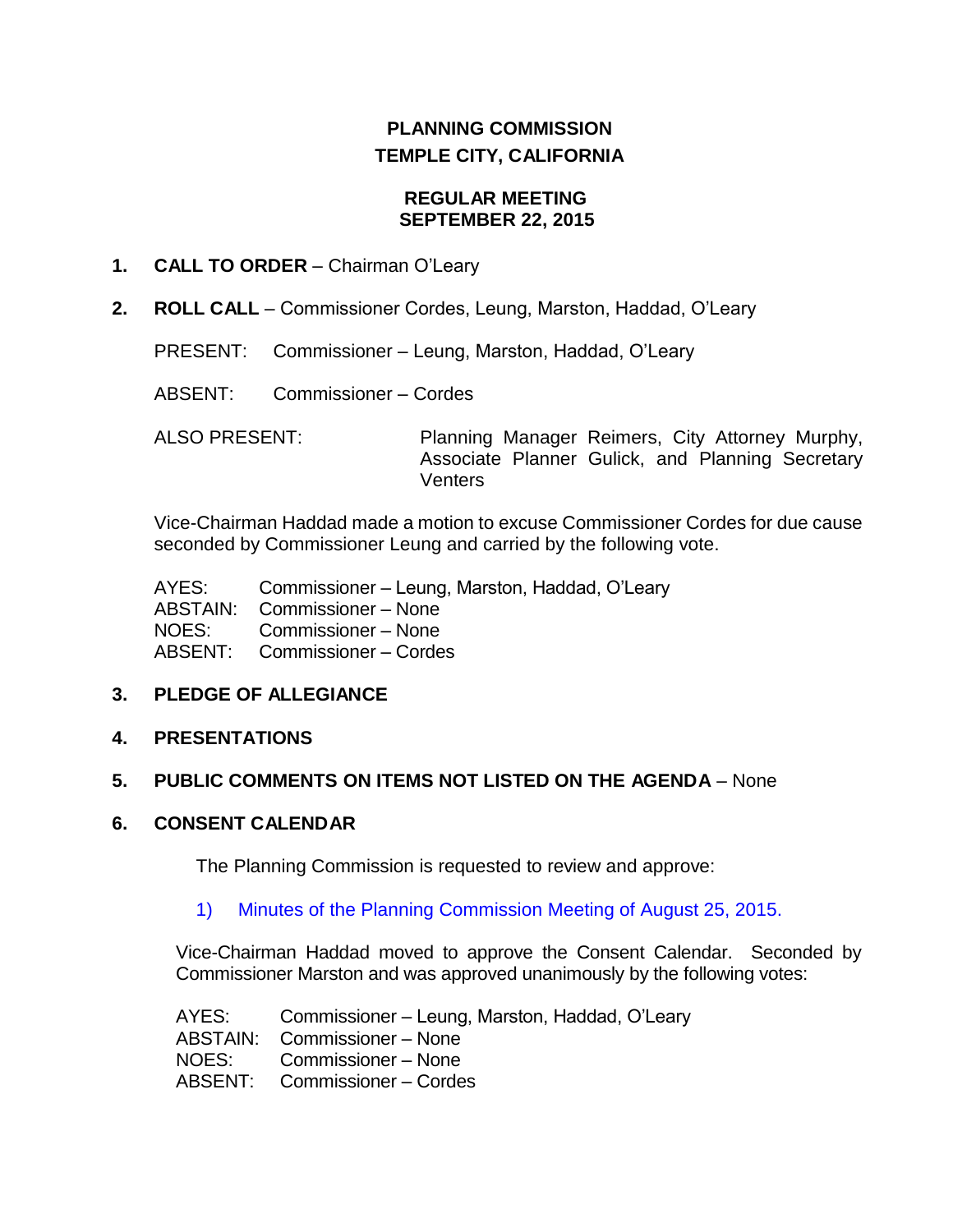# PLANNING COMMISSION
# TEMPLE CITY, CALIFORNIA

## REGULAR MEETING
## SEPTEMBER 22, 2015

1. **CALL TO ORDER** – Chairman O'Leary

2. **ROLL CALL** – Commissioner Cordes, Leung, Marston, Haddad, O'Leary

   PRESENT: Commissioner – Leung, Marston, Haddad, O'Leary

   ABSENT: Commissioner – Cordes

   ALSO PRESENT: Planning Manager Reimers, City Attorney Murphy, Associate Planner Gulick, and Planning Secretary Venters

   Vice-Chairman Haddad made a motion to excuse Commissioner Cordes for due cause seconded by Commissioner Leung and carried by the following vote.

   AYES: Commissioner – Leung, Marston, Haddad, O'Leary
   ABSTAIN: Commissioner – None
   NOES: Commissioner – None
   ABSENT: Commissioner – Cordes

3. **PLEDGE OF ALLEGIANCE**

4. **PRESENTATIONS**

5. **PUBLIC COMMENTS ON ITEMS NOT LISTED ON THE AGENDA** – None

6. **CONSENT CALENDAR**

   The Planning Commission is requested to review and approve:

   1) Minutes of the Planning Commission Meeting of August 25, 2015.

   Vice-Chairman Haddad moved to approve the Consent Calendar. Seconded by Commissioner Marston and was approved unanimously by the following votes:

   AYES: Commissioner – Leung, Marston, Haddad, O'Leary
   ABSTAIN: Commissioner – None
   NOES: Commissioner – None
   ABSENT: Commissioner – Cordes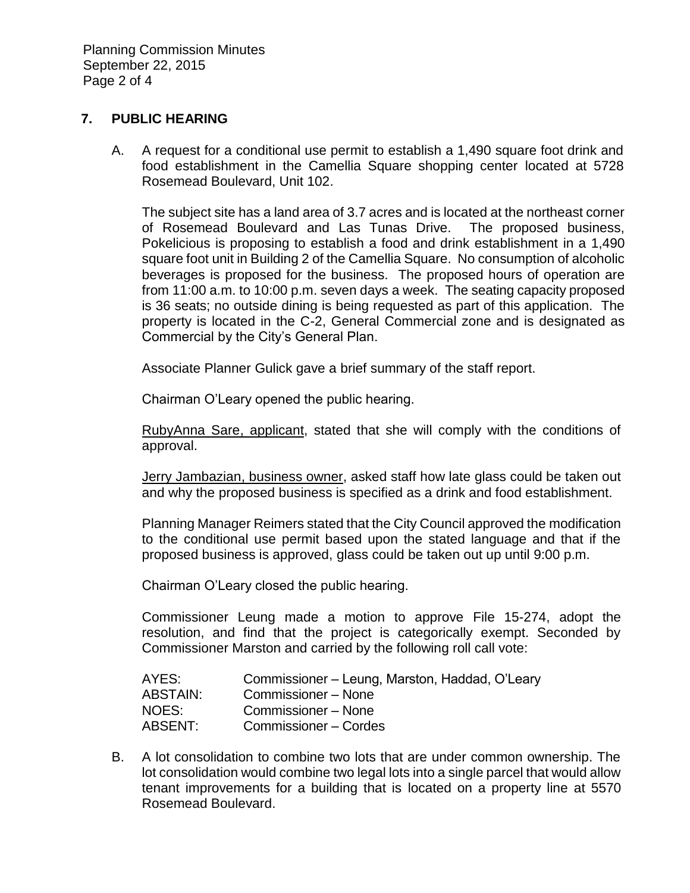## 7. PUBLIC HEARING

A. A request for a conditional use permit to establish a 1,490 square foot drink and food establishment in the Camellia Square shopping center located at 5728 Rosemead Boulevard, Unit 102.

The subject site has a land area of 3.7 acres and is located at the northeast corner of Rosemead Boulevard and Las Tunas Drive. The proposed business, Pokelicious is proposing to establish a food and drink establishment in a 1,490 square foot unit in Building 2 of the Camellia Square. No consumption of alcoholic beverages is proposed for the business. The proposed hours of operation are from 11:00 a.m. to 10:00 p.m. seven days a week. The seating capacity proposed is 36 seats; no outside dining is being requested as part of this application. The property is located in the C-2, General Commercial zone and is designated as Commercial by the City's General Plan.

Associate Planner Gulick gave a brief summary of the staff report.

Chairman O'Leary opened the public hearing.

RubyAnna Sare, applicant, stated that she will comply with the conditions of approval.

Jerry Jambazian, business owner, asked staff how late glass could be taken out and why the proposed business is specified as a drink and food establishment.

Planning Manager Reimers stated that the City Council approved the modification to the conditional use permit based upon the stated language and that if the proposed business is approved, glass could be taken out up until 9:00 p.m.

Chairman O'Leary closed the public hearing.

Commissioner Leung made a motion to approve File 15-274, adopt the resolution, and find that the project is categorically exempt. Seconded by Commissioner Marston and carried by the following roll call vote:

| | |
|---|---|
| AYES: | Commissioner – Leung, Marston, Haddad, O'Leary |
| ABSTAIN: | Commissioner – None |
| NOES: | Commissioner – None |
| ABSENT: | Commissioner – Cordes |

B. A lot consolidation to combine two lots that are under common ownership. The lot consolidation would combine two legal lots into a single parcel that would allow tenant improvements for a building that is located on a property line at 5570 Rosemead Boulevard.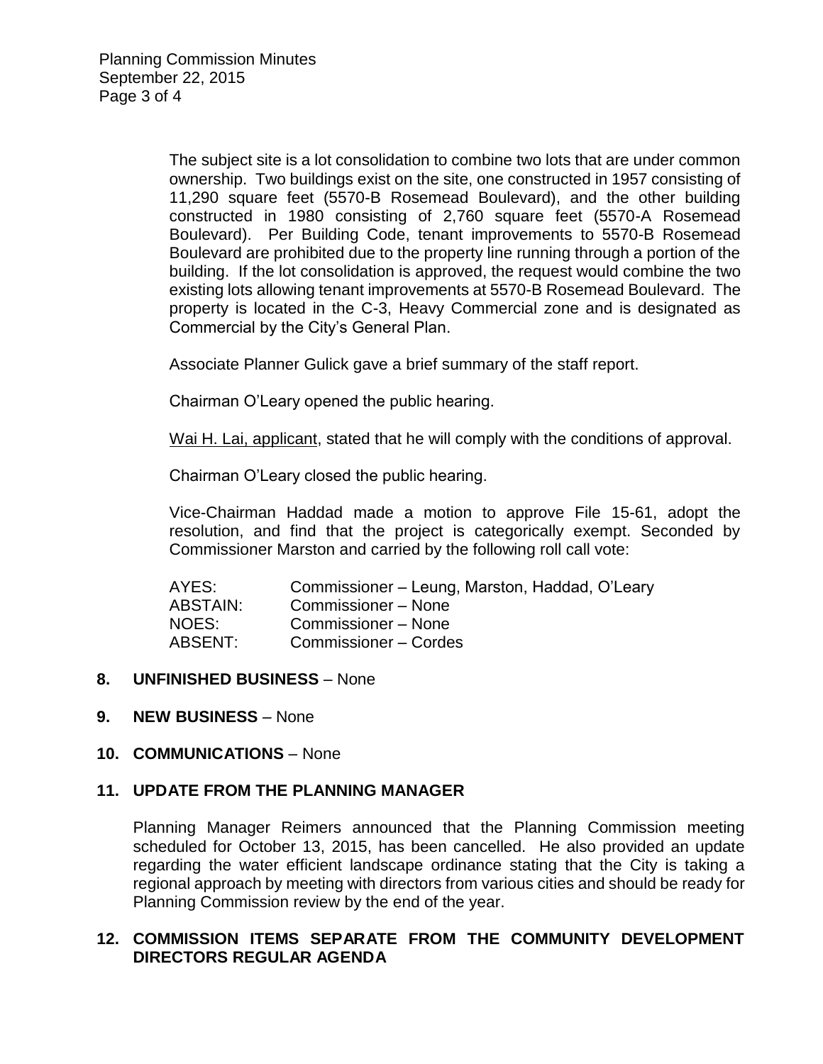The subject site is a lot consolidation to combine two lots that are under common ownership. Two buildings exist on the site, one constructed in 1957 consisting of 11,290 square feet (5570-B Rosemead Boulevard), and the other building constructed in 1980 consisting of 2,760 square feet (5570-A Rosemead Boulevard). Per Building Code, tenant improvements to 5570-B Rosemead Boulevard are prohibited due to the property line running through a portion of the building. If the lot consolidation is approved, the request would combine the two existing lots allowing tenant improvements at 5570-B Rosemead Boulevard. The property is located in the C-3, Heavy Commercial zone and is designated as Commercial by the City's General Plan.

Associate Planner Gulick gave a brief summary of the staff report.

Chairman O'Leary opened the public hearing.

Wai H. Lai, applicant, stated that he will comply with the conditions of approval.

Chairman O'Leary closed the public hearing.

Vice-Chairman Haddad made a motion to approve File 15-61, adopt the resolution, and find that the project is categorically exempt. Seconded by Commissioner Marston and carried by the following roll call vote:

| | |
|---|---|
| AYES: | Commissioner – Leung, Marston, Haddad, O'Leary |
| ABSTAIN: | Commissioner – None |
| NOES: | Commissioner – None |
| ABSENT: | Commissioner – Cordes |

**8. UNFINISHED BUSINESS** – None

**9. NEW BUSINESS** – None

**10. COMMUNICATIONS** – None

**11. UPDATE FROM THE PLANNING MANAGER**

Planning Manager Reimers announced that the Planning Commission meeting scheduled for October 13, 2015, has been cancelled. He also provided an update regarding the water efficient landscape ordinance stating that the City is taking a regional approach by meeting with directors from various cities and should be ready for Planning Commission review by the end of the year.

**12. COMMISSION ITEMS SEPARATE FROM THE COMMUNITY DEVELOPMENT DIRECTORS REGULAR AGENDA**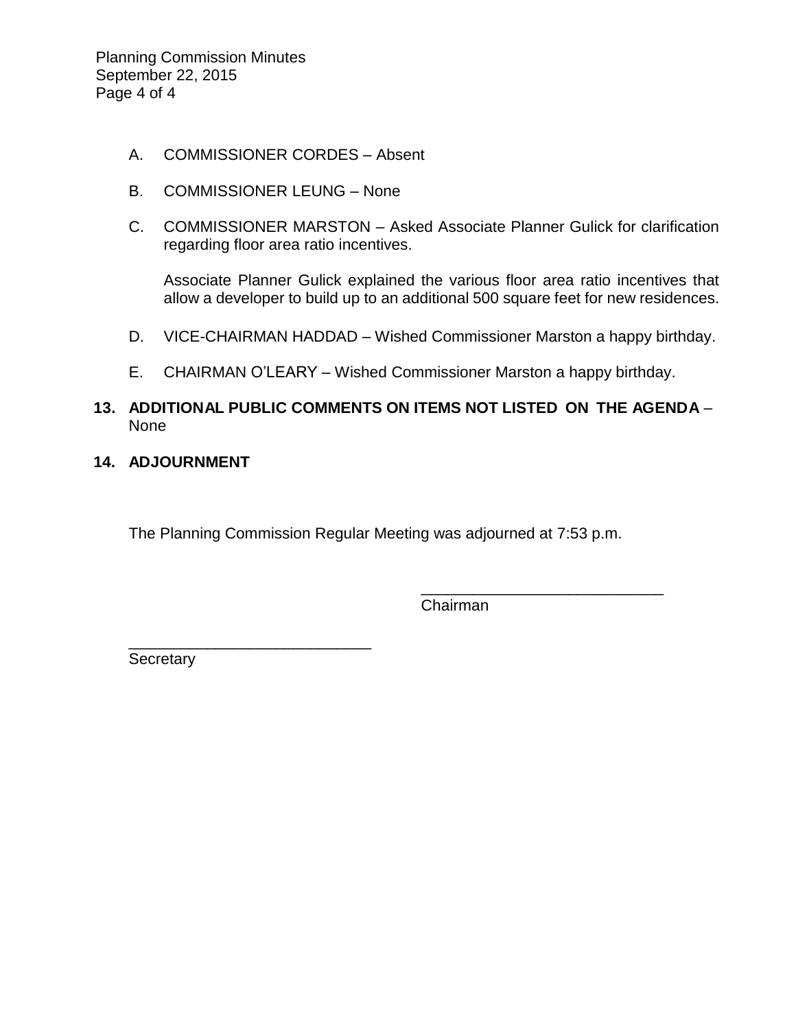A. COMMISSIONER CORDES – Absent

B. COMMISSIONER LEUNG – None

C. COMMISSIONER MARSTON – Asked Associate Planner Gulick for clarification regarding floor area ratio incentives.

   Associate Planner Gulick explained the various floor area ratio incentives that allow a developer to build up to an additional 500 square feet for new residences.

D. VICE-CHAIRMAN HADDAD – Wished Commissioner Marston a happy birthday.

E. CHAIRMAN O'LEARY – Wished Commissioner Marston a happy birthday.

**13. ADDITIONAL PUBLIC COMMENTS ON ITEMS NOT LISTED ON THE AGENDA** – None

**14. ADJOURNMENT**

The Planning Commission Regular Meeting was adjourned at 7:53 p.m.

\_\_\_\_\_\_\_\_\_\_\_\_\_\_\_\_\_\_\_\_\_\_\_\_\_\_\_\_
Chairman

\_\_\_\_\_\_\_\_\_\_\_\_\_\_\_\_\_\_\_\_\_\_\_\_\_\_\_\_
Secretary